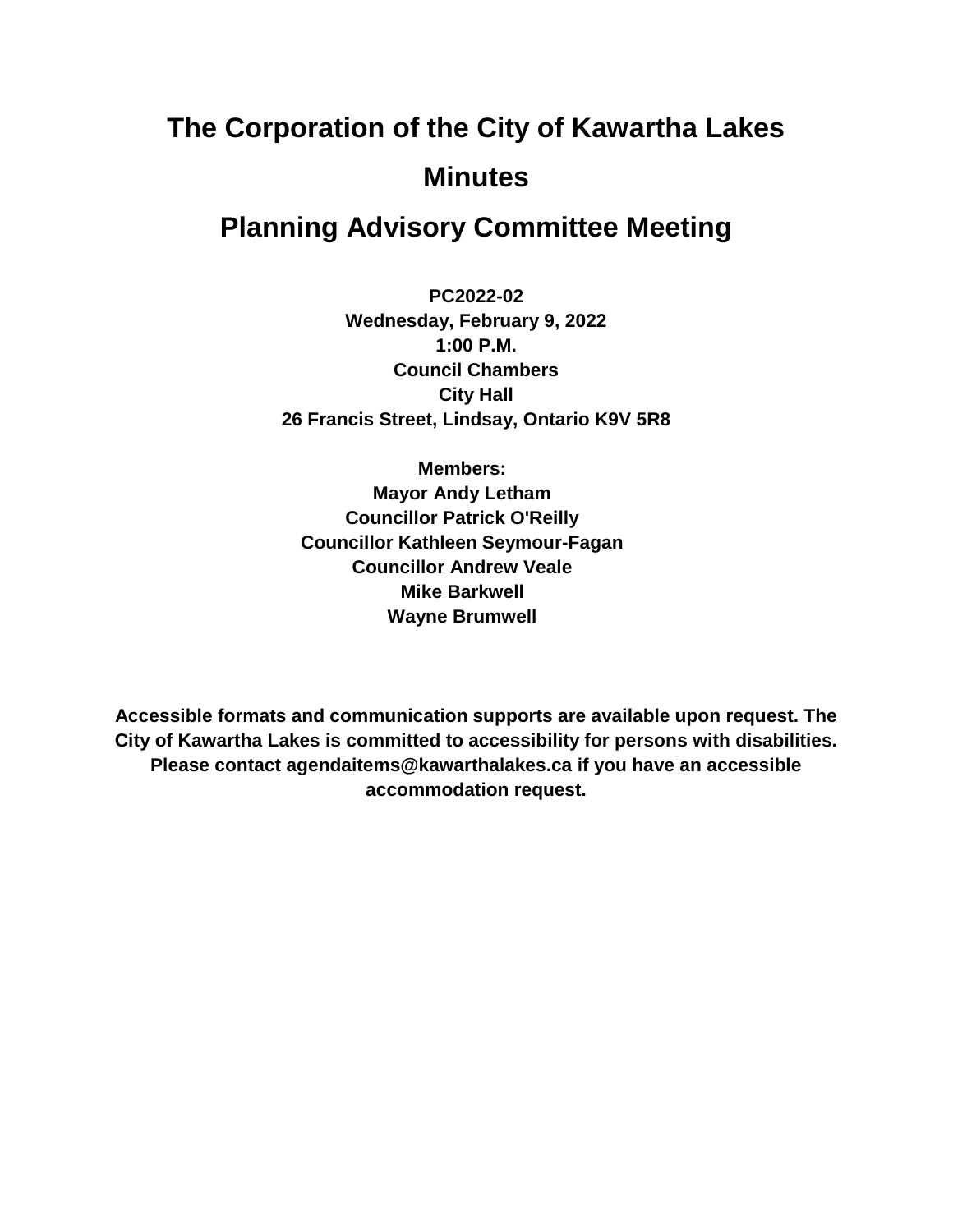# The Corporation of the City of Kawartha Lakes

# Minutes

# Planning Advisory Committee Meeting

**PC2022-02**
**Wednesday, February 9, 2022**
**1:00 P.M.**
**Council Chambers**
**City Hall**
**26 Francis Street, Lindsay, Ontario K9V 5R8**

**Members:**
**Mayor Andy Letham**
**Councillor Patrick O'Reilly**
**Councillor Kathleen Seymour-Fagan**
**Councillor Andrew Veale**
**Mike Barkwell**
**Wayne Brumwell**

**Accessible formats and communication supports are available upon request. The City of Kawartha Lakes is committed to accessibility for persons with disabilities. Please contact agendaitems@kawarthalakes.ca if you have an accessible accommodation request.**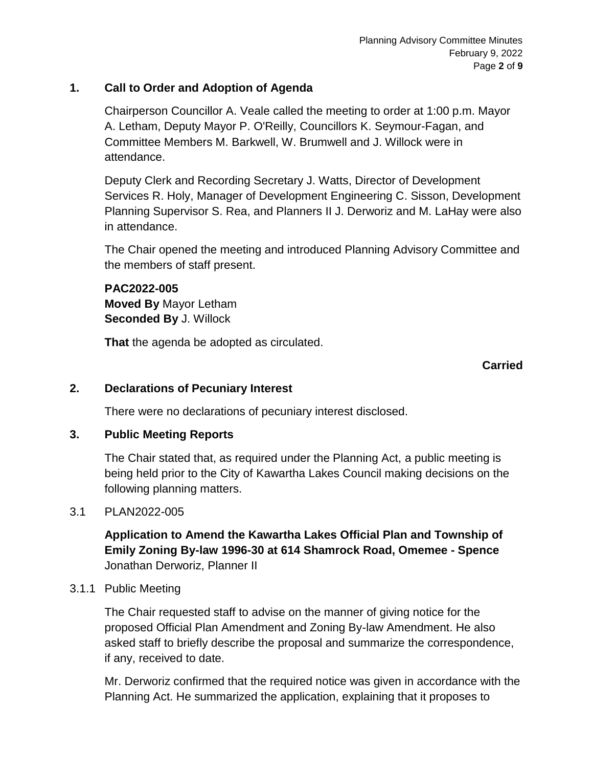## 1. Call to Order and Adoption of Agenda

Chairperson Councillor A. Veale called the meeting to order at 1:00 p.m. Mayor A. Letham, Deputy Mayor P. O'Reilly, Councillors K. Seymour-Fagan, and Committee Members M. Barkwell, W. Brumwell and J. Willock were in attendance.

Deputy Clerk and Recording Secretary J. Watts, Director of Development Services R. Holy, Manager of Development Engineering C. Sisson, Development Planning Supervisor S. Rea, and Planners II J. Derworiz and M. LaHay were also in attendance.

The Chair opened the meeting and introduced Planning Advisory Committee and the members of staff present.

**PAC2022-005**
**Moved By** Mayor Letham
**Seconded By** J. Willock

**That** the agenda be adopted as circulated.

**Carried**

## 2. Declarations of Pecuniary Interest

There were no declarations of pecuniary interest disclosed.

## 3. Public Meeting Reports

The Chair stated that, as required under the Planning Act, a public meeting is being held prior to the City of Kawartha Lakes Council making decisions on the following planning matters.

### 3.1 PLAN2022-005

**Application to Amend the Kawartha Lakes Official Plan and Township of Emily Zoning By-law 1996-30 at 614 Shamrock Road, Omemee - Spence**
Jonathan Derworiz, Planner II

#### 3.1.1 Public Meeting

The Chair requested staff to advise on the manner of giving notice for the proposed Official Plan Amendment and Zoning By-law Amendment. He also asked staff to briefly describe the proposal and summarize the correspondence, if any, received to date.

Mr. Derworiz confirmed that the required notice was given in accordance with the Planning Act. He summarized the application, explaining that it proposes to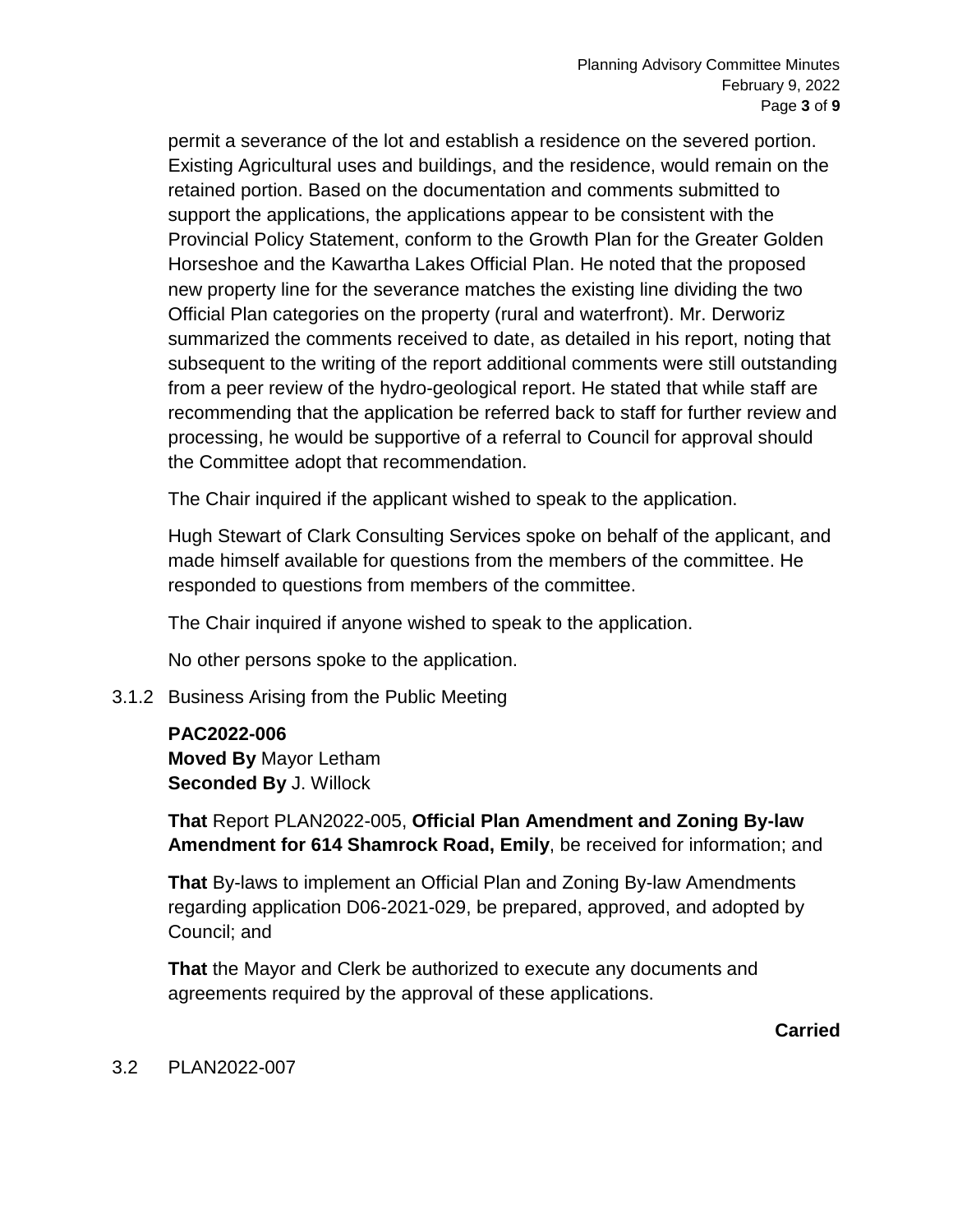permit a severance of the lot and establish a residence on the severed portion. Existing Agricultural uses and buildings, and the residence, would remain on the retained portion. Based on the documentation and comments submitted to support the applications, the applications appear to be consistent with the Provincial Policy Statement, conform to the Growth Plan for the Greater Golden Horseshoe and the Kawartha Lakes Official Plan. He noted that the proposed new property line for the severance matches the existing line dividing the two Official Plan categories on the property (rural and waterfront). Mr. Derworiz summarized the comments received to date, as detailed in his report, noting that subsequent to the writing of the report additional comments were still outstanding from a peer review of the hydro-geological report. He stated that while staff are recommending that the application be referred back to staff for further review and processing, he would be supportive of a referral to Council for approval should the Committee adopt that recommendation.

The Chair inquired if the applicant wished to speak to the application.

Hugh Stewart of Clark Consulting Services spoke on behalf of the applicant, and made himself available for questions from the members of the committee. He responded to questions from members of the committee.

The Chair inquired if anyone wished to speak to the application.

No other persons spoke to the application.

3.1.2 Business Arising from the Public Meeting

**PAC2022-006**
**Moved By** Mayor Letham
**Seconded By** J. Willock

**That** Report PLAN2022-005, **Official Plan Amendment and Zoning By-law Amendment for 614 Shamrock Road, Emily**, be received for information; and

**That** By-laws to implement an Official Plan and Zoning By-law Amendments regarding application D06-2021-029, be prepared, approved, and adopted by Council; and

**That** the Mayor and Clerk be authorized to execute any documents and agreements required by the approval of these applications.

**Carried**

3.2 PLAN2022-007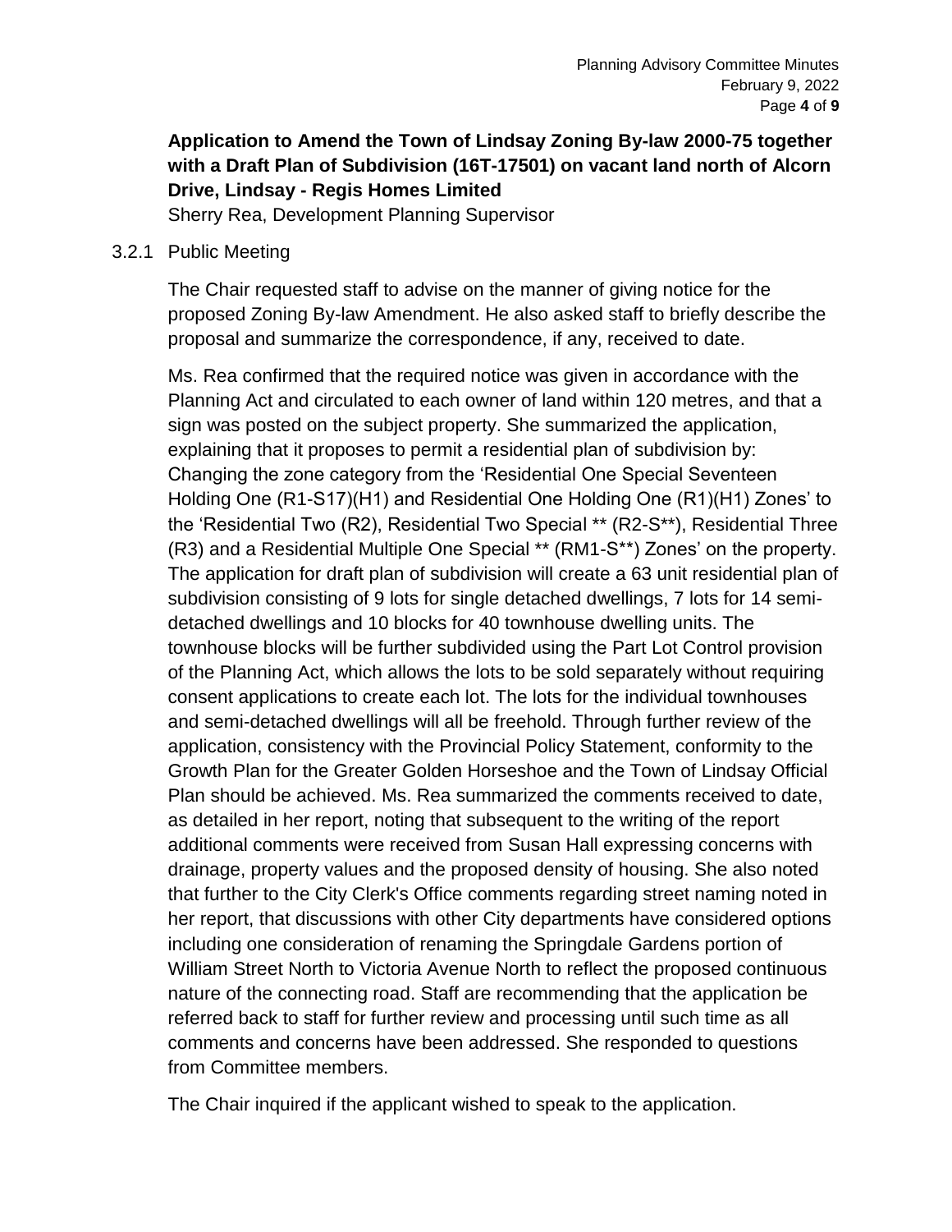**Application to Amend the Town of Lindsay Zoning By-law 2000-75 together with a Draft Plan of Subdivision (16T-17501) on vacant land north of Alcorn Drive, Lindsay - Regis Homes Limited**

Sherry Rea, Development Planning Supervisor

3.2.1 Public Meeting

The Chair requested staff to advise on the manner of giving notice for the proposed Zoning By-law Amendment. He also asked staff to briefly describe the proposal and summarize the correspondence, if any, received to date.

Ms. Rea confirmed that the required notice was given in accordance with the Planning Act and circulated to each owner of land within 120 metres, and that a sign was posted on the subject property. She summarized the application, explaining that it proposes to permit a residential plan of subdivision by: Changing the zone category from the 'Residential One Special Seventeen Holding One (R1-S17)(H1) and Residential One Holding One (R1)(H1) Zones' to the 'Residential Two (R2), Residential Two Special ** (R2-S**), Residential Three (R3) and a Residential Multiple One Special ** (RM1-S**) Zones' on the property. The application for draft plan of subdivision will create a 63 unit residential plan of subdivision consisting of 9 lots for single detached dwellings, 7 lots for 14 semi-detached dwellings and 10 blocks for 40 townhouse dwelling units. The townhouse blocks will be further subdivided using the Part Lot Control provision of the Planning Act, which allows the lots to be sold separately without requiring consent applications to create each lot. The lots for the individual townhouses and semi-detached dwellings will all be freehold. Through further review of the application, consistency with the Provincial Policy Statement, conformity to the Growth Plan for the Greater Golden Horseshoe and the Town of Lindsay Official Plan should be achieved. Ms. Rea summarized the comments received to date, as detailed in her report, noting that subsequent to the writing of the report additional comments were received from Susan Hall expressing concerns with drainage, property values and the proposed density of housing. She also noted that further to the City Clerk's Office comments regarding street naming noted in her report, that discussions with other City departments have considered options including one consideration of renaming the Springdale Gardens portion of William Street North to Victoria Avenue North to reflect the proposed continuous nature of the connecting road. Staff are recommending that the application be referred back to staff for further review and processing until such time as all comments and concerns have been addressed. She responded to questions from Committee members.

The Chair inquired if the applicant wished to speak to the application.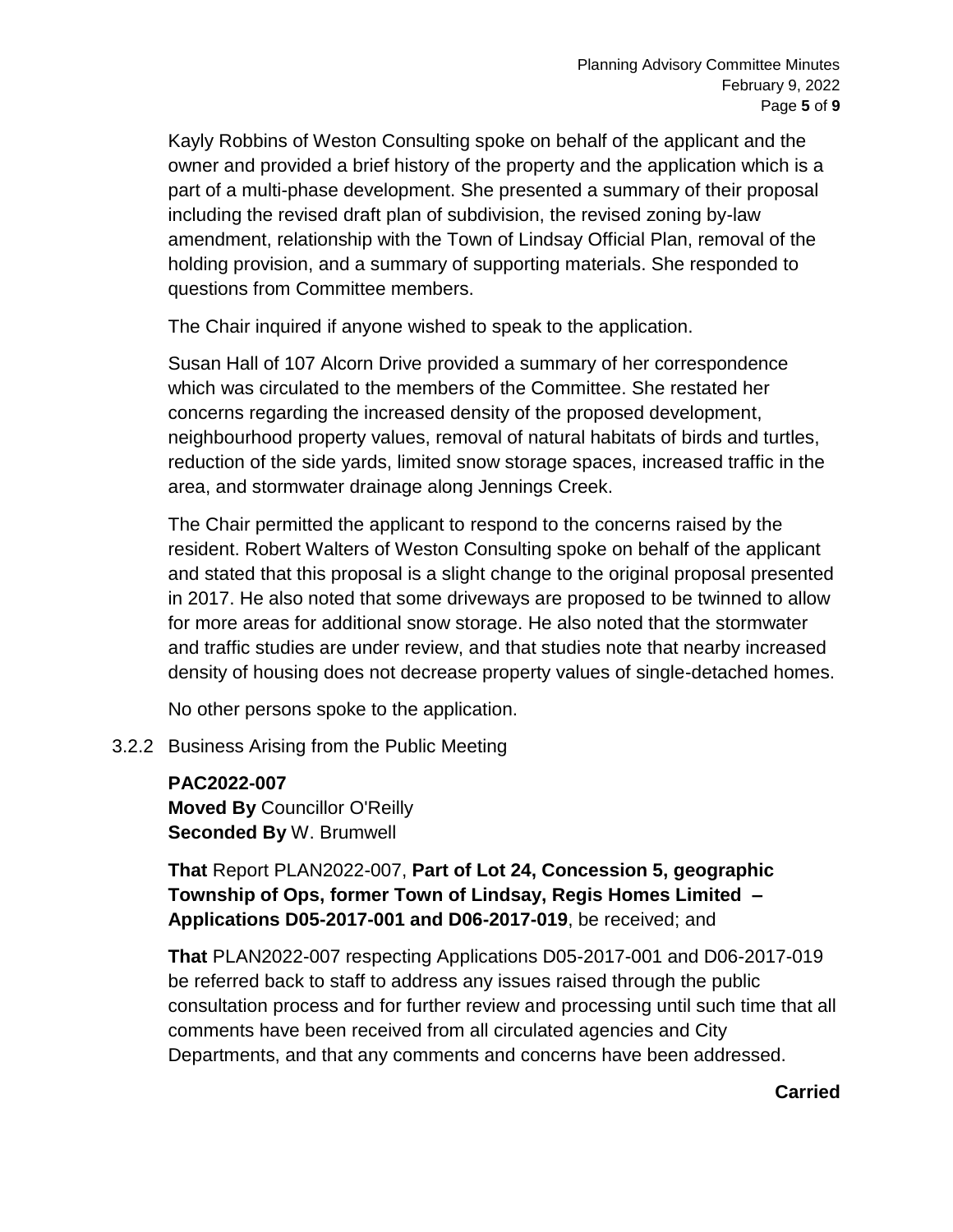Kayly Robbins of Weston Consulting spoke on behalf of the applicant and the owner and provided a brief history of the property and the application which is a part of a multi-phase development. She presented a summary of their proposal including the revised draft plan of subdivision, the revised zoning by-law amendment, relationship with the Town of Lindsay Official Plan, removal of the holding provision, and a summary of supporting materials. She responded to questions from Committee members.

The Chair inquired if anyone wished to speak to the application.

Susan Hall of 107 Alcorn Drive provided a summary of her correspondence which was circulated to the members of the Committee. She restated her concerns regarding the increased density of the proposed development, neighbourhood property values, removal of natural habitats of birds and turtles, reduction of the side yards, limited snow storage spaces, increased traffic in the area, and stormwater drainage along Jennings Creek.

The Chair permitted the applicant to respond to the concerns raised by the resident. Robert Walters of Weston Consulting spoke on behalf of the applicant and stated that this proposal is a slight change to the original proposal presented in 2017. He also noted that some driveways are proposed to be twinned to allow for more areas for additional snow storage. He also noted that the stormwater and traffic studies are under review, and that studies note that nearby increased density of housing does not decrease property values of single-detached homes.

No other persons spoke to the application.

3.2.2 Business Arising from the Public Meeting

**PAC2022-007**
**Moved By** Councillor O'Reilly
**Seconded By** W. Brumwell

**That** Report PLAN2022-007, **Part of Lot 24, Concession 5, geographic Township of Ops, former Town of Lindsay, Regis Homes Limited – Applications D05-2017-001 and D06-2017-019**, be received; and

**That** PLAN2022-007 respecting Applications D05-2017-001 and D06-2017-019 be referred back to staff to address any issues raised through the public consultation process and for further review and processing until such time that all comments have been received from all circulated agencies and City Departments, and that any comments and concerns have been addressed.

**Carried**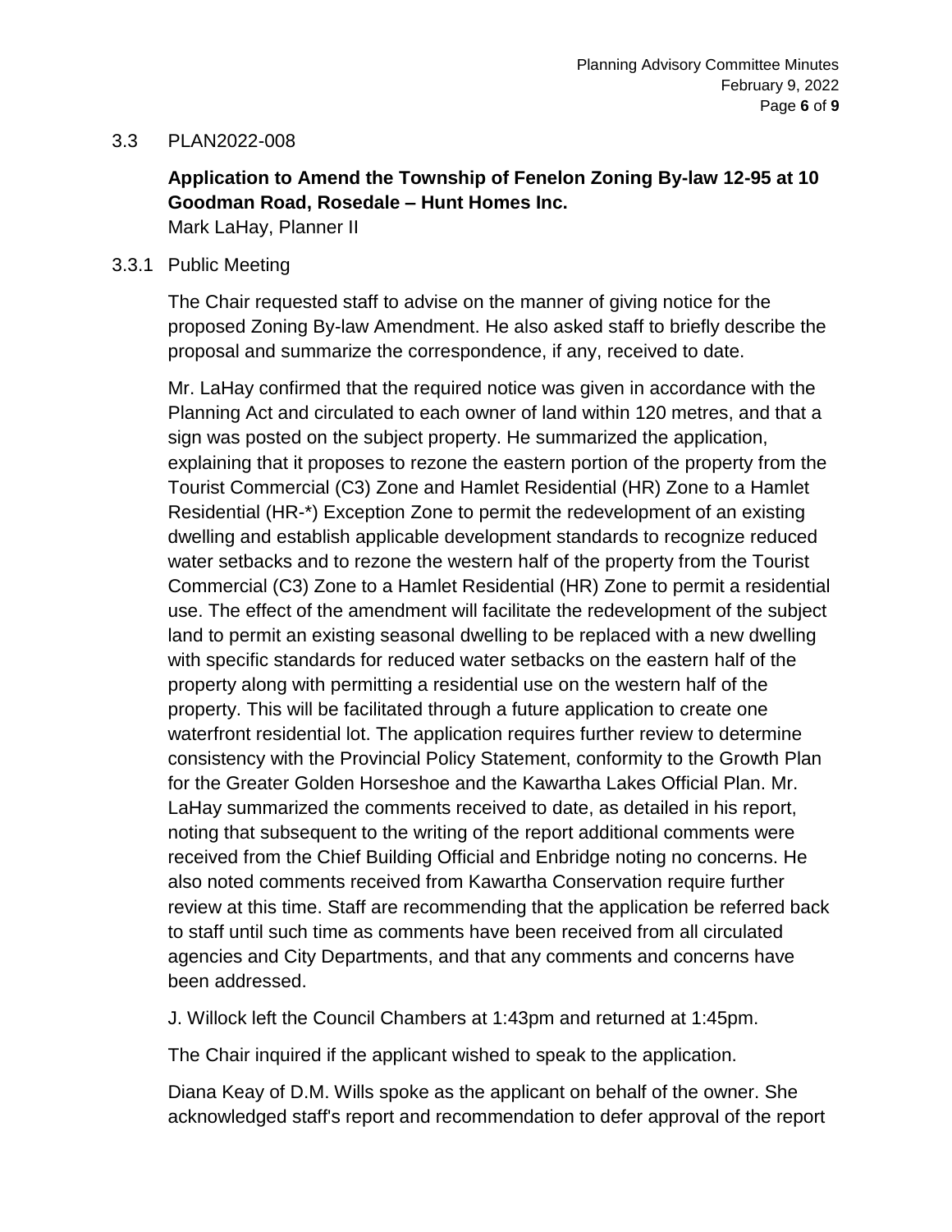3.3 PLAN2022-008

**Application to Amend the Township of Fenelon Zoning By-law 12-95 at 10 Goodman Road, Rosedale – Hunt Homes Inc.**
Mark LaHay, Planner II

3.3.1 Public Meeting

The Chair requested staff to advise on the manner of giving notice for the proposed Zoning By-law Amendment. He also asked staff to briefly describe the proposal and summarize the correspondence, if any, received to date.

Mr. LaHay confirmed that the required notice was given in accordance with the Planning Act and circulated to each owner of land within 120 metres, and that a sign was posted on the subject property. He summarized the application, explaining that it proposes to rezone the eastern portion of the property from the Tourist Commercial (C3) Zone and Hamlet Residential (HR) Zone to a Hamlet Residential (HR-*) Exception Zone to permit the redevelopment of an existing dwelling and establish applicable development standards to recognize reduced water setbacks and to rezone the western half of the property from the Tourist Commercial (C3) Zone to a Hamlet Residential (HR) Zone to permit a residential use. The effect of the amendment will facilitate the redevelopment of the subject land to permit an existing seasonal dwelling to be replaced with a new dwelling with specific standards for reduced water setbacks on the eastern half of the property along with permitting a residential use on the western half of the property. This will be facilitated through a future application to create one waterfront residential lot. The application requires further review to determine consistency with the Provincial Policy Statement, conformity to the Growth Plan for the Greater Golden Horseshoe and the Kawartha Lakes Official Plan. Mr. LaHay summarized the comments received to date, as detailed in his report, noting that subsequent to the writing of the report additional comments were received from the Chief Building Official and Enbridge noting no concerns. He also noted comments received from Kawartha Conservation require further review at this time. Staff are recommending that the application be referred back to staff until such time as comments have been received from all circulated agencies and City Departments, and that any comments and concerns have been addressed.

J. Willock left the Council Chambers at 1:43pm and returned at 1:45pm.

The Chair inquired if the applicant wished to speak to the application.

Diana Keay of D.M. Wills spoke as the applicant on behalf of the owner. She acknowledged staff's report and recommendation to defer approval of the report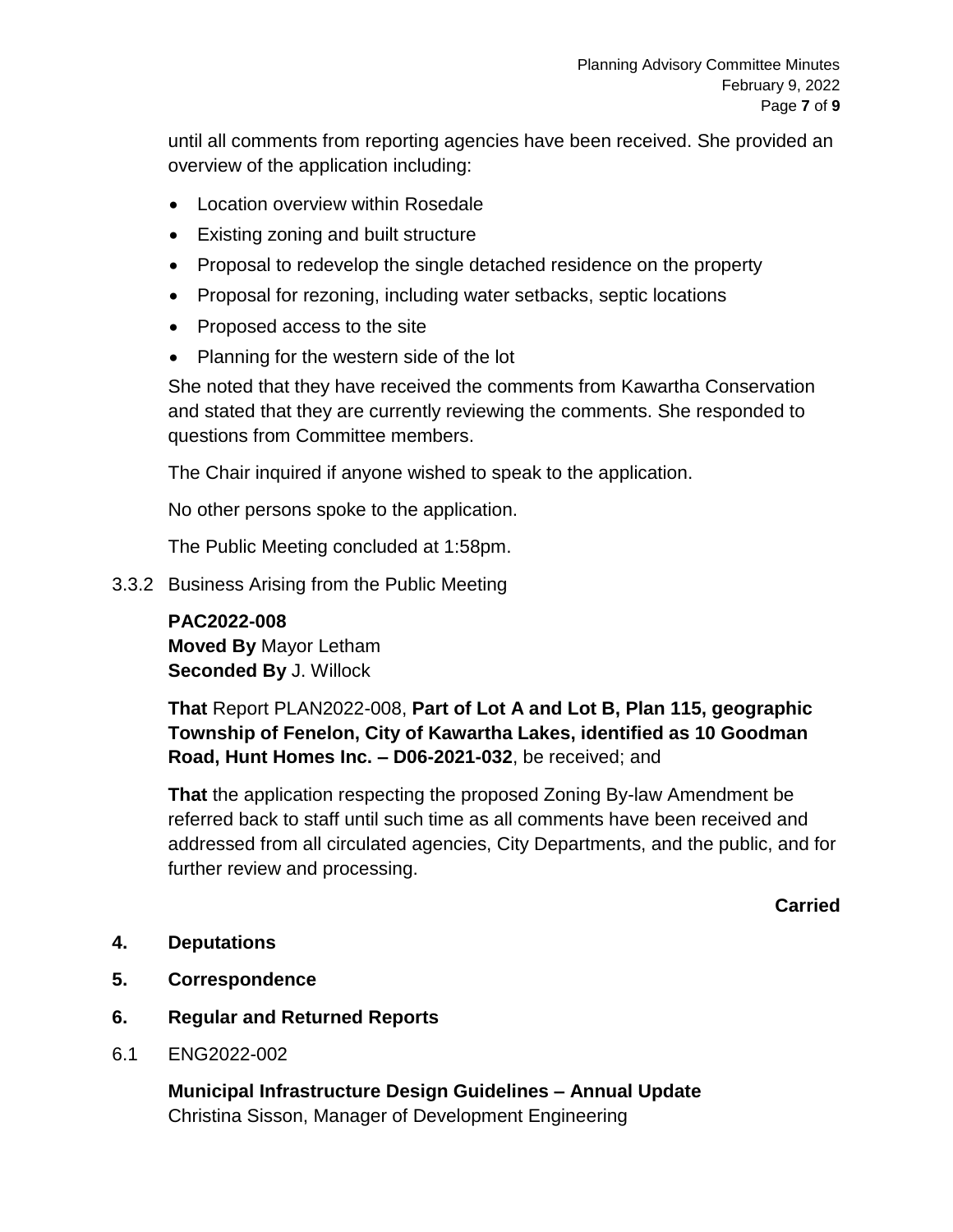until all comments from reporting agencies have been received. She provided an overview of the application including:

- Location overview within Rosedale
- Existing zoning and built structure
- Proposal to redevelop the single detached residence on the property
- Proposal for rezoning, including water setbacks, septic locations
- Proposed access to the site
- Planning for the western side of the lot

She noted that they have received the comments from Kawartha Conservation and stated that they are currently reviewing the comments. She responded to questions from Committee members.

The Chair inquired if anyone wished to speak to the application.

No other persons spoke to the application.

The Public Meeting concluded at 1:58pm.

3.3.2 Business Arising from the Public Meeting

**PAC2022-008**
**Moved By** Mayor Letham
**Seconded By** J. Willock

**That** Report PLAN2022-008, **Part of Lot A and Lot B, Plan 115, geographic Township of Fenelon, City of Kawartha Lakes, identified as 10 Goodman Road, Hunt Homes Inc. – D06-2021-032**, be received; and

**That** the application respecting the proposed Zoning By-law Amendment be referred back to staff until such time as all comments have been received and addressed from all circulated agencies, City Departments, and the public, and for further review and processing.

**Carried**

## 4. Deputations

## 5. Correspondence

## 6. Regular and Returned Reports

6.1 ENG2022-002

**Municipal Infrastructure Design Guidelines – Annual Update**
Christina Sisson, Manager of Development Engineering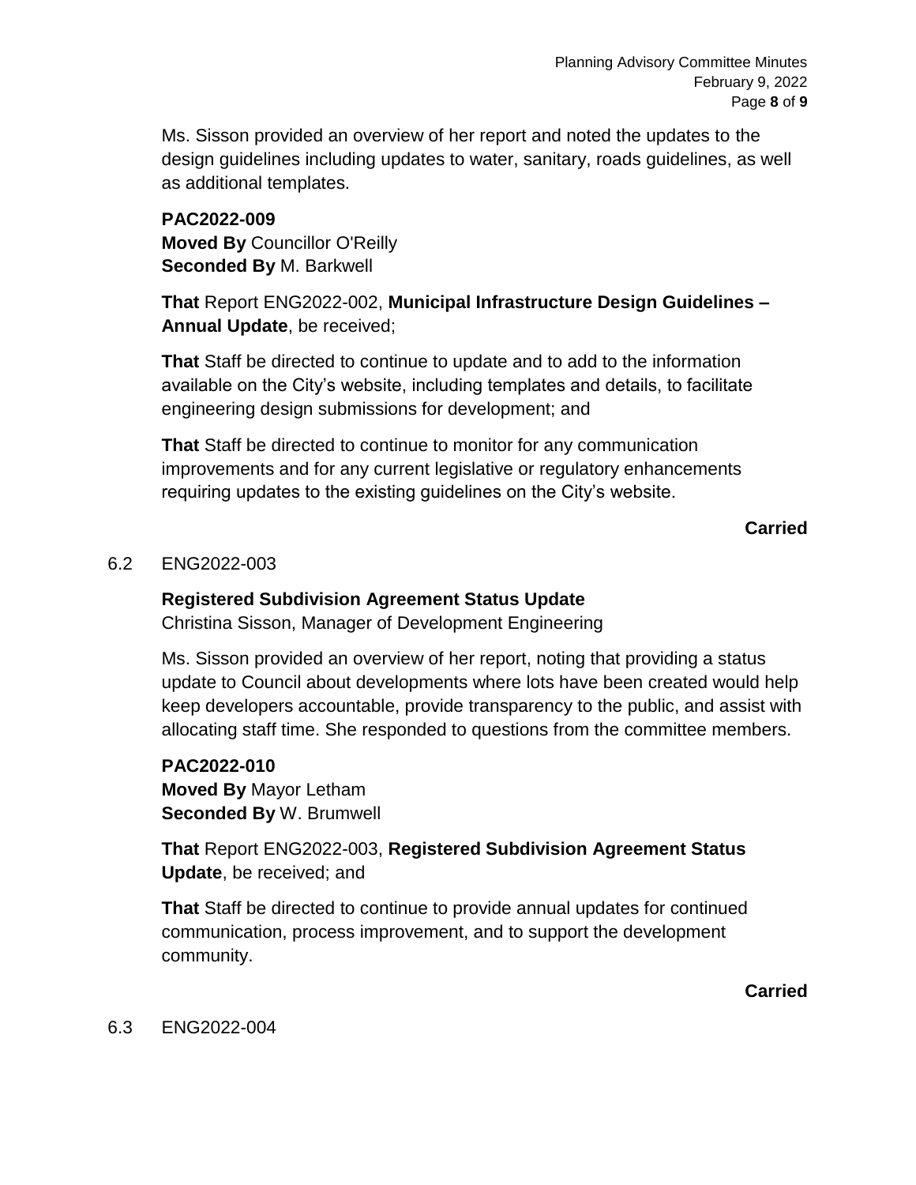Ms. Sisson provided an overview of her report and noted the updates to the design guidelines including updates to water, sanitary, roads guidelines, as well as additional templates.

**PAC2022-009**
**Moved By** Councillor O'Reilly
**Seconded By** M. Barkwell

**That** Report ENG2022-002, **Municipal Infrastructure Design Guidelines – Annual Update**, be received;

**That** Staff be directed to continue to update and to add to the information available on the City's website, including templates and details, to facilitate engineering design submissions for development; and

**That** Staff be directed to continue to monitor for any communication improvements and for any current legislative or regulatory enhancements requiring updates to the existing guidelines on the City's website.

**Carried**

6.2 ENG2022-003

**Registered Subdivision Agreement Status Update**
Christina Sisson, Manager of Development Engineering

Ms. Sisson provided an overview of her report, noting that providing a status update to Council about developments where lots have been created would help keep developers accountable, provide transparency to the public, and assist with allocating staff time. She responded to questions from the committee members.

**PAC2022-010**
**Moved By** Mayor Letham
**Seconded By** W. Brumwell

**That** Report ENG2022-003, **Registered Subdivision Agreement Status Update**, be received; and

**That** Staff be directed to continue to provide annual updates for continued communication, process improvement, and to support the development community.

**Carried**

6.3 ENG2022-004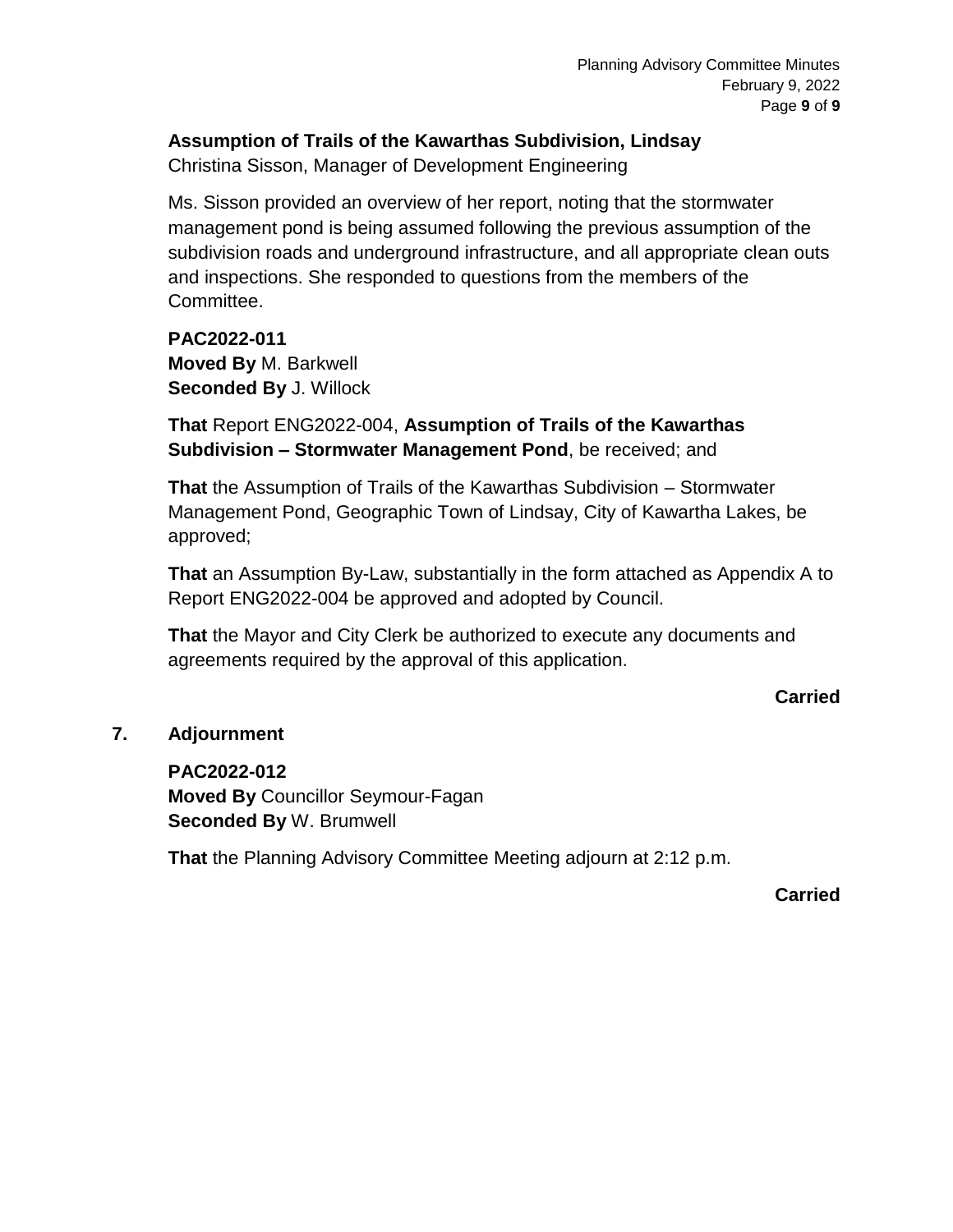**Assumption of Trails of the Kawarthas Subdivision, Lindsay**

Christina Sisson, Manager of Development Engineering

Ms. Sisson provided an overview of her report, noting that the stormwater management pond is being assumed following the previous assumption of the subdivision roads and underground infrastructure, and all appropriate clean outs and inspections. She responded to questions from the members of the Committee.

**PAC2022-011**
**Moved By** M. Barkwell
**Seconded By** J. Willock

**That** Report ENG2022-004, **Assumption of Trails of the Kawarthas Subdivision – Stormwater Management Pond**, be received; and

**That** the Assumption of Trails of the Kawarthas Subdivision – Stormwater Management Pond, Geographic Town of Lindsay, City of Kawartha Lakes, be approved;

**That** an Assumption By-Law, substantially in the form attached as Appendix A to Report ENG2022-004 be approved and adopted by Council.

**That** the Mayor and City Clerk be authorized to execute any documents and agreements required by the approval of this application.

**Carried**

## 7. Adjournment

**PAC2022-012**
**Moved By** Councillor Seymour-Fagan
**Seconded By** W. Brumwell

**That** the Planning Advisory Committee Meeting adjourn at 2:12 p.m.

**Carried**